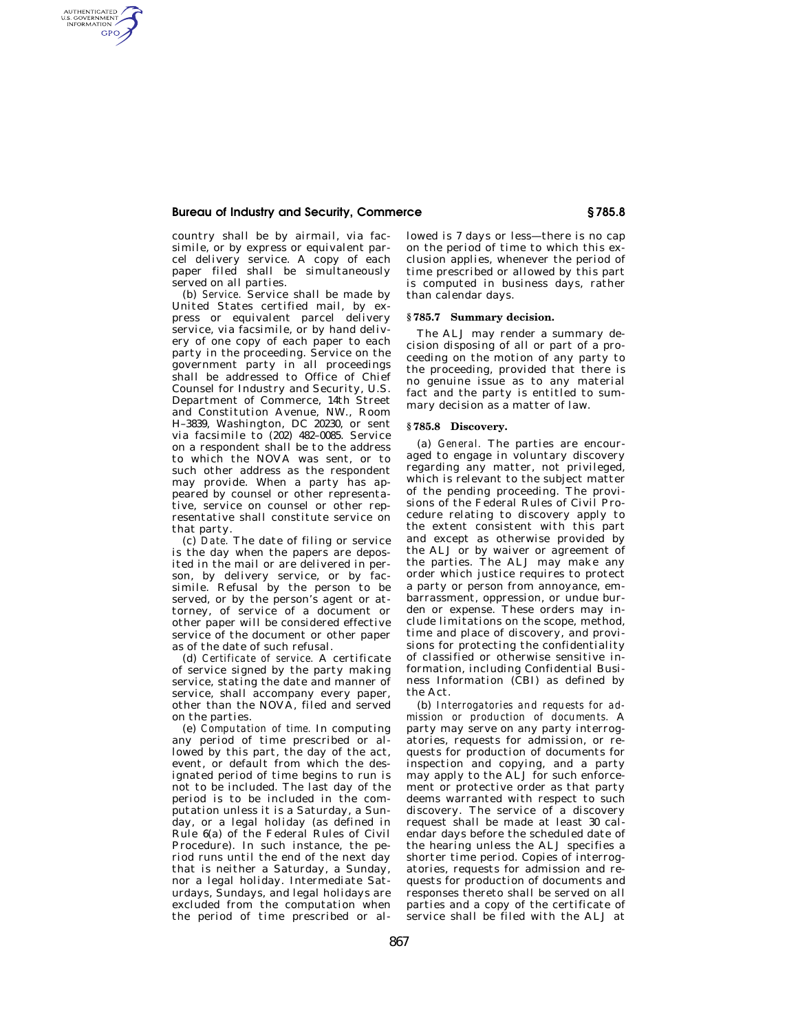country shall be by airmail, via facsimile, or by express or equivalent parcel delivery service. A copy of each paper filed shall be simultaneously served on all parties.

(b) *Service.* Service shall be made by United States certified mail, by express or equivalent parcel delivery service, via facsimile, or by hand delivery of one copy of each paper to each party in the proceeding. Service on the government party in all proceedings shall be addressed to Office of Chief Counsel for Industry and Security, U.S. Department of Commerce, 14th Street and Constitution Avenue, NW., Room H–3839, Washington, DC 20230, or sent via facsimile to (202) 482–0085. Service on a respondent shall be to the address to which the NOVA was sent, or to such other address as the respondent may provide. When a party has appeared by counsel or other representative, service on counsel or other representative shall constitute service on that party.

(c) *Date.* The date of filing or service is the day when the papers are deposited in the mail or are delivered in person, by delivery service, or by facsimile. Refusal by the person to be served, or by the person's agent or attorney, of service of a document or other paper will be considered effective service of the document or other paper as of the date of such refusal.

(d) *Certificate of service.* A certificate of service signed by the party making service, stating the date and manner of service, shall accompany every paper, other than the NOVA, filed and served on the parties.

(e) *Computation of time.* In computing any period of time prescribed or allowed by this part, the day of the act, event, or default from which the designated period of time begins to run is not to be included. The last day of the period is to be included in the computation unless it is a Saturday, a Sunday, or a legal holiday (as defined in Rule 6(a) of the Federal Rules of Civil Procedure). In such instance, the period runs until the end of the next day that is neither a Saturday, a Sunday, nor a legal holiday. Intermediate Saturdays, Sundays, and legal holidays are excluded from the computation when the period of time prescribed or allowed is 7 days or less—there is no cap on the period of time to which this exclusion applies, whenever the period of time prescribed or allowed by this part is computed in business days, rather than calendar days.

## § 785.7 Summary decision.

The ALJ may render a summary decision disposing of all or part of a proceeding on the motion of any party to the proceeding, provided that there is no genuine issue as to any material fact and the party is entitled to summary decision as a matter of law.

## § 785.8 Discovery.

(a) *General.* The parties are encouraged to engage in voluntary discovery regarding any matter, not privileged, which is relevant to the subject matter of the pending proceeding. The provisions of the Federal Rules of Civil Procedure relating to discovery apply to the extent consistent with this part and except as otherwise provided by the ALJ or by waiver or agreement of the parties. The ALJ may make any order which justice requires to protect a party or person from annoyance, embarrassment, oppression, or undue burden or expense. These orders may include limitations on the scope, method, time and place of discovery, and provisions for protecting the confidentiality of classified or otherwise sensitive information, including Confidential Business Information (CBI) as defined by the Act.

(b) *Interrogatories and requests for admission or production of documents.* A party may serve on any party interrogatories, requests for admission, or requests for production of documents for inspection and copying, and a party may apply to the ALJ for such enforcement or protective order as that party deems warranted with respect to such discovery. The service of a discovery request shall be made at least 30 calendar days before the scheduled date of the hearing unless the ALJ specifies a shorter time period. Copies of interrogatories, requests for admission and requests for production of documents and responses thereto shall be served on all parties and a copy of the certificate of service shall be filed with the ALJ at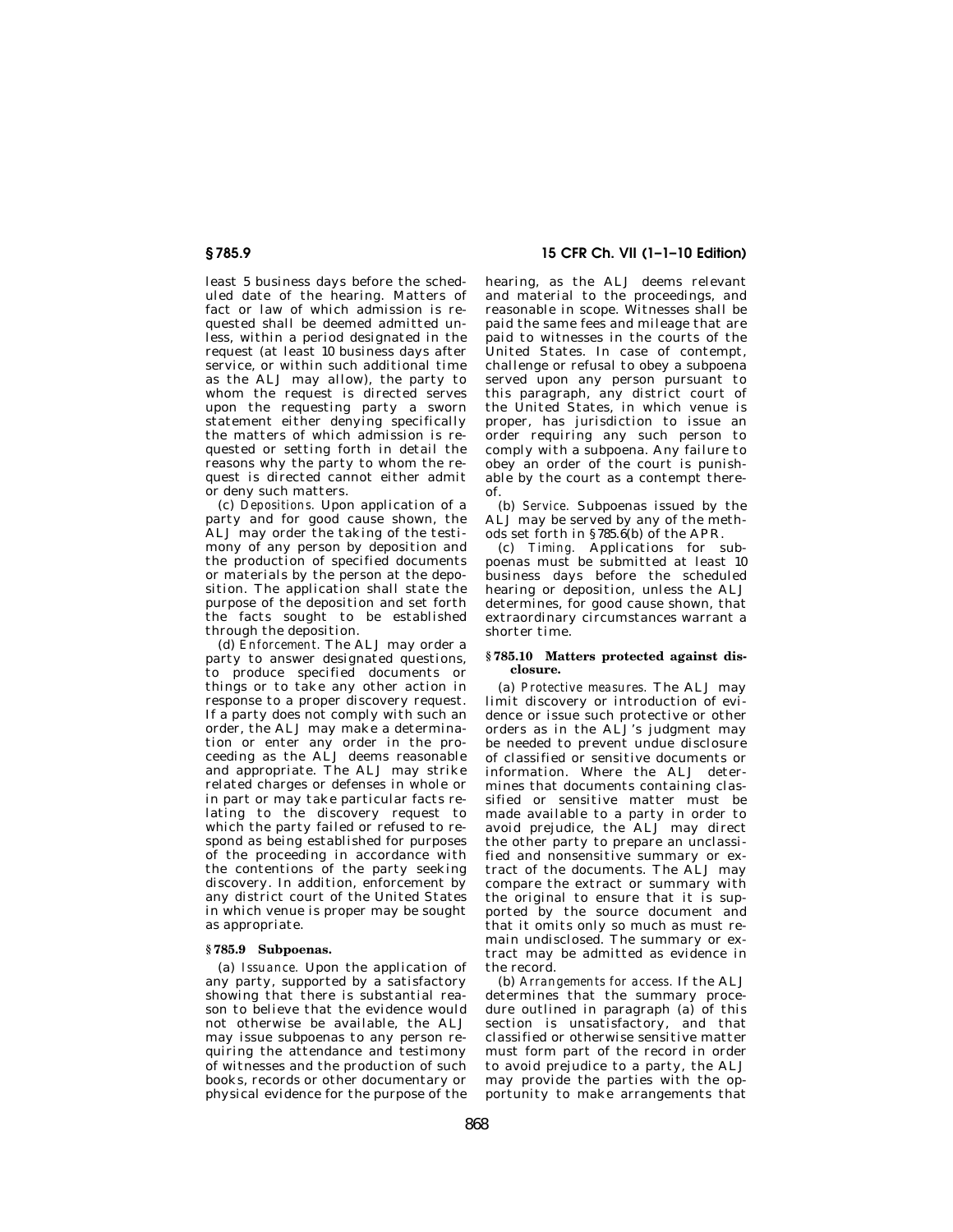least 5 business days before the scheduled date of the hearing. Matters of fact or law of which admission is requested shall be deemed admitted unless, within a period designated in the request (at least 10 business days after service, or within such additional time as the ALJ may allow), the party to whom the request is directed serves upon the requesting party a sworn statement either denying specifically the matters of which admission is requested or setting forth in detail the reasons why the party to whom the request is directed cannot either admit or deny such matters.

(c) *Depositions.* Upon application of a party and for good cause shown, the ALJ may order the taking of the testimony of any person by deposition and the production of specified documents or materials by the person at the deposition. The application shall state the purpose of the deposition and set forth the facts sought to be established through the deposition.

(d) *Enforcement.* The ALJ may order a party to answer designated questions, to produce specified documents or things or to take any other action in response to a proper discovery request. If a party does not comply with such an order, the ALJ may make a determination or enter any order in the proceeding as the ALJ deems reasonable and appropriate. The ALJ may strike related charges or defenses in whole or in part or may take particular facts relating to the discovery request to which the party failed or refused to respond as being established for purposes of the proceeding in accordance with the contentions of the party seeking discovery. In addition, enforcement by any district court of the United States in which venue is proper may be sought as appropriate.

### § 785.9 Subpoenas.

(a) *Issuance.* Upon the application of any party, supported by a satisfactory showing that there is substantial reason to believe that the evidence would not otherwise be available, the ALJ may issue subpoenas to any person requiring the attendance and testimony of witnesses and the production of such books, records or other documentary or physical evidence for the purpose of the hearing, as the ALJ deems relevant and material to the proceedings, and reasonable in scope. Witnesses shall be paid the same fees and mileage that are paid to witnesses in the courts of the United States. In case of contempt, challenge or refusal to obey a subpoena served upon any person pursuant to this paragraph, any district court of the United States, in which venue is proper, has jurisdiction to issue an order requiring any such person to comply with a subpoena. Any failure to obey an order of the court is punishable by the court as a contempt thereof.

(b) *Service.* Subpoenas issued by the ALJ may be served by any of the methods set forth in §785.6(b) of the APR.

(c) *Timing.* Applications for subpoenas must be submitted at least 10 business days before the scheduled hearing or deposition, unless the ALJ determines, for good cause shown, that extraordinary circumstances warrant a shorter time.

### § 785.10 Matters protected against disclosure.

(a) *Protective measures.* The ALJ may limit discovery or introduction of evidence or issue such protective or other orders as in the ALJ's judgment may be needed to prevent undue disclosure of classified or sensitive documents or information. Where the ALJ determines that documents containing classified or sensitive matter must be made available to a party in order to avoid prejudice, the ALJ may direct the other party to prepare an unclassified and nonsensitive summary or extract of the documents. The ALJ may compare the extract or summary with the original to ensure that it is supported by the source document and that it omits only so much as must remain undisclosed. The summary or extract may be admitted as evidence in the record.

(b) *Arrangements for access.* If the ALJ determines that the summary procedure outlined in paragraph (a) of this section is unsatisfactory, and that classified or otherwise sensitive matter must form part of the record in order to avoid prejudice to a party, the ALJ may provide the parties with the opportunity to make arrangements that